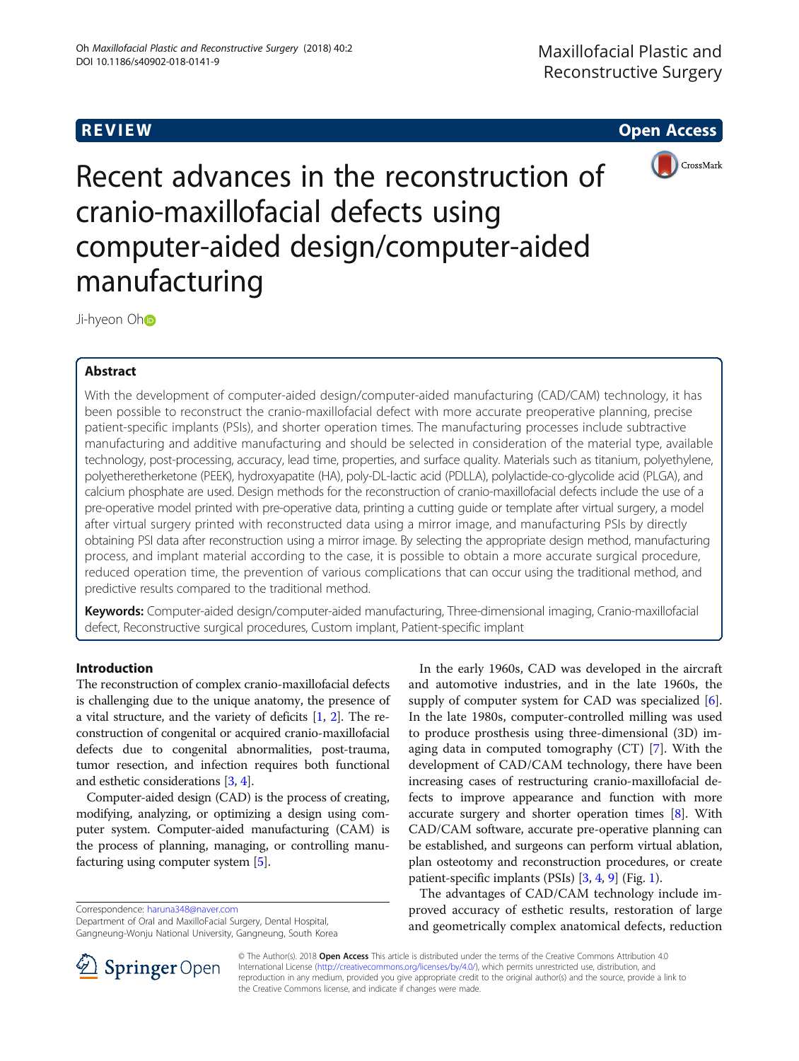REVIEW Open Access

# Recent advances in the reconstruction of cranio-maxillofacial defects using computer-aided design/computer-aided manufacturing

Ji-hyeon Oh

## Abstract

With the development of computer-aided design/computer-aided manufacturing (CAD/CAM) technology, it has been possible to reconstruct the cranio-maxillofacial defect with more accurate preoperative planning, precise patient-specific implants (PSIs), and shorter operation times. The manufacturing processes include subtractive manufacturing and additive manufacturing and should be selected in consideration of the material type, available technology, post-processing, accuracy, lead time, properties, and surface quality. Materials such as titanium, polyethylene, polyetheretherketone (PEEK), hydroxyapatite (HA), poly-DL-lactic acid (PDLLA), polylactide-co-glycolide acid (PLGA), and calcium phosphate are used. Design methods for the reconstruction of cranio-maxillofacial defects include the use of a pre-operative model printed with pre-operative data, printing a cutting guide or template after virtual surgery, a model after virtual surgery printed with reconstructed data using a mirror image, and manufacturing PSIs by directly obtaining PSI data after reconstruction using a mirror image. By selecting the appropriate design method, manufacturing process, and implant material according to the case, it is possible to obtain a more accurate surgical procedure, reduced operation time, the prevention of various complications that can occur using the traditional method, and predictive results compared to the traditional method.

**Keywords:** Computer-aided design/computer-aided manufacturing, Three-dimensional imaging, Cranio-maxillofacial defect, Reconstructive surgical procedures, Custom implant, Patient-specific implant

## Introduction

The reconstruction of complex cranio-maxillofacial defects is challenging due to the unique anatomy, the presence of a vital structure, and the variety of deficits [1, 2]. The reconstruction of congenital or acquired cranio-maxillofacial defects due to congenital abnormalities, post-trauma, tumor resection, and infection requires both functional and esthetic considerations [3, 4].

Computer-aided design (CAD) is the process of creating, modifying, analyzing, or optimizing a design using computer system. Computer-aided manufacturing (CAM) is the process of planning, managing, or controlling manufacturing using computer system [5].

In the early 1960s, CAD was developed in the aircraft and automotive industries, and in the late 1960s, the supply of computer system for CAD was specialized [6]. In the late 1980s, computer-controlled milling was used to produce prosthesis using three-dimensional (3D) imaging data in computed tomography (CT) [7]. With the development of CAD/CAM technology, there have been increasing cases of restructuring cranio-maxillofacial defects to improve appearance and function with more accurate surgery and shorter operation times [8]. With CAD/CAM software, accurate pre-operative planning can be established, and surgeons can perform virtual ablation, plan osteotomy and reconstruction procedures, or create patient-specific implants (PSIs) [3, 4, 9] (Fig. 1).

The advantages of CAD/CAM technology include improved accuracy of esthetic results, restoration of large and geometrically complex anatomical defects, reduction

Correspondence: haruna348@naver.com
Department of Oral and MaxilloFacial Surgery, Dental Hospital, Gangneung-Wonju National University, Gangneung, South Korea

© The Author(s). 2018 **Open Access** This article is distributed under the terms of the Creative Commons Attribution 4.0 International License (http://creativecommons.org/licenses/by/4.0/), which permits unrestricted use, distribution, and reproduction in any medium, provided you give appropriate credit to the original author(s) and the source, provide a link to the Creative Commons license, and indicate if changes were made.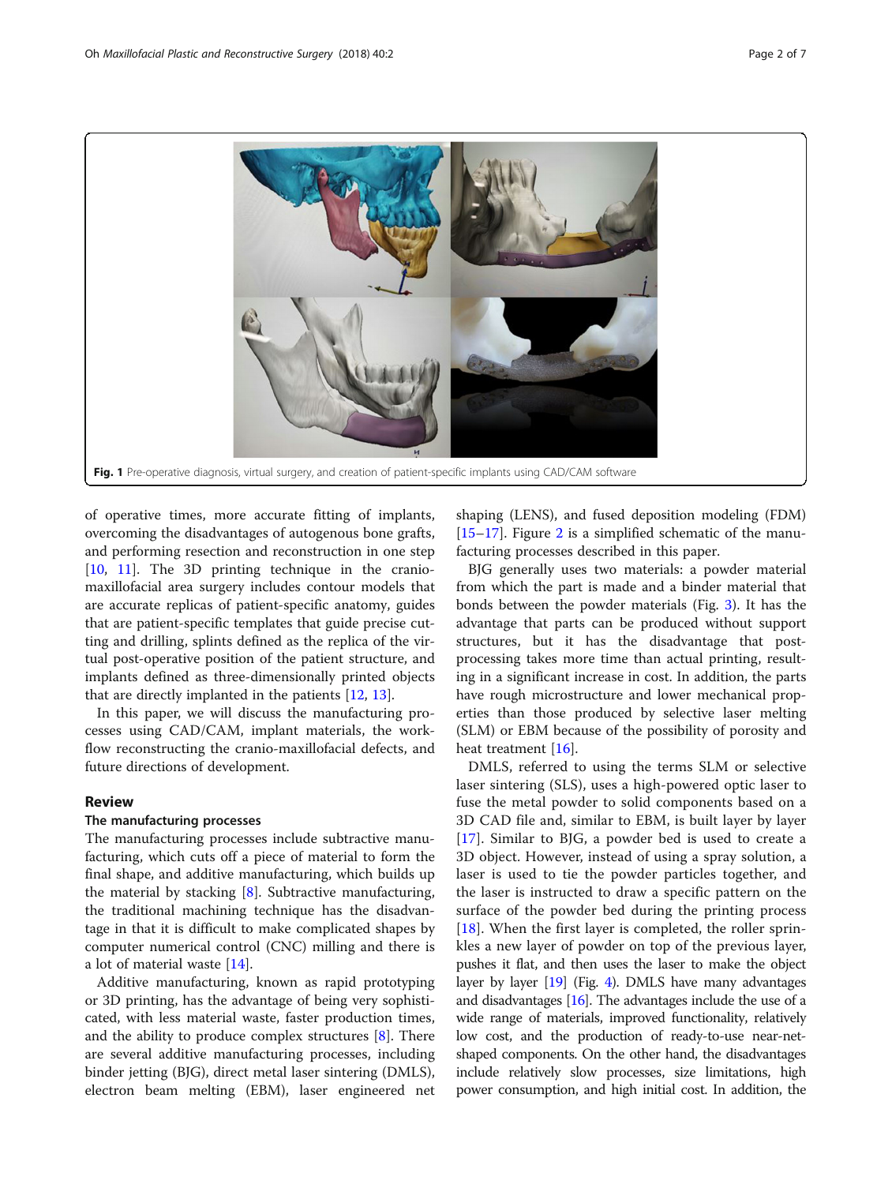Fig. 1 Pre-operative diagnosis, virtual surgery, and creation of patient-specific implants using CAD/CAM software

of operative times, more accurate fitting of implants, overcoming the disadvantages of autogenous bone grafts, and performing resection and reconstruction in one step [10, 11]. The 3D printing technique in the cranio-maxillofacial area surgery includes contour models that are accurate replicas of patient-specific anatomy, guides that are patient-specific templates that guide precise cutting and drilling, splints defined as the replica of the virtual post-operative position of the patient structure, and implants defined as three-dimensionally printed objects that are directly implanted in the patients [12, 13].

In this paper, we will discuss the manufacturing processes using CAD/CAM, implant materials, the workflow reconstructing the cranio-maxillofacial defects, and future directions of development.

## Review

### The manufacturing processes

The manufacturing processes include subtractive manufacturing, which cuts off a piece of material to form the final shape, and additive manufacturing, which builds up the material by stacking [8]. Subtractive manufacturing, the traditional machining technique has the disadvantage in that it is difficult to make complicated shapes by computer numerical control (CNC) milling and there is a lot of material waste [14].

Additive manufacturing, known as rapid prototyping or 3D printing, has the advantage of being very sophisticated, with less material waste, faster production times, and the ability to produce complex structures [8]. There are several additive manufacturing processes, including binder jetting (BJG), direct metal laser sintering (DMLS), electron beam melting (EBM), laser engineered net shaping (LENS), and fused deposition modeling (FDM) [15–17]. Figure 2 is a simplified schematic of the manufacturing processes described in this paper.

BJG generally uses two materials: a powder material from which the part is made and a binder material that bonds between the powder materials (Fig. 3). It has the advantage that parts can be produced without support structures, but it has the disadvantage that post-processing takes more time than actual printing, resulting in a significant increase in cost. In addition, the parts have rough microstructure and lower mechanical properties than those produced by selective laser melting (SLM) or EBM because of the possibility of porosity and heat treatment [16].

DMLS, referred to using the terms SLM or selective laser sintering (SLS), uses a high-powered optic laser to fuse the metal powder to solid components based on a 3D CAD file and, similar to EBM, is built layer by layer [17]. Similar to BJG, a powder bed is used to create a 3D object. However, instead of using a spray solution, a laser is used to tie the powder particles together, and the laser is instructed to draw a specific pattern on the surface of the powder bed during the printing process [18]. When the first layer is completed, the roller sprinkles a new layer of powder on top of the previous layer, pushes it flat, and then uses the laser to make the object layer by layer [19] (Fig. 4). DMLS have many advantages and disadvantages [16]. The advantages include the use of a wide range of materials, improved functionality, relatively low cost, and the production of ready-to-use near-net-shaped components. On the other hand, the disadvantages include relatively slow processes, size limitations, high power consumption, and high initial cost. In addition, the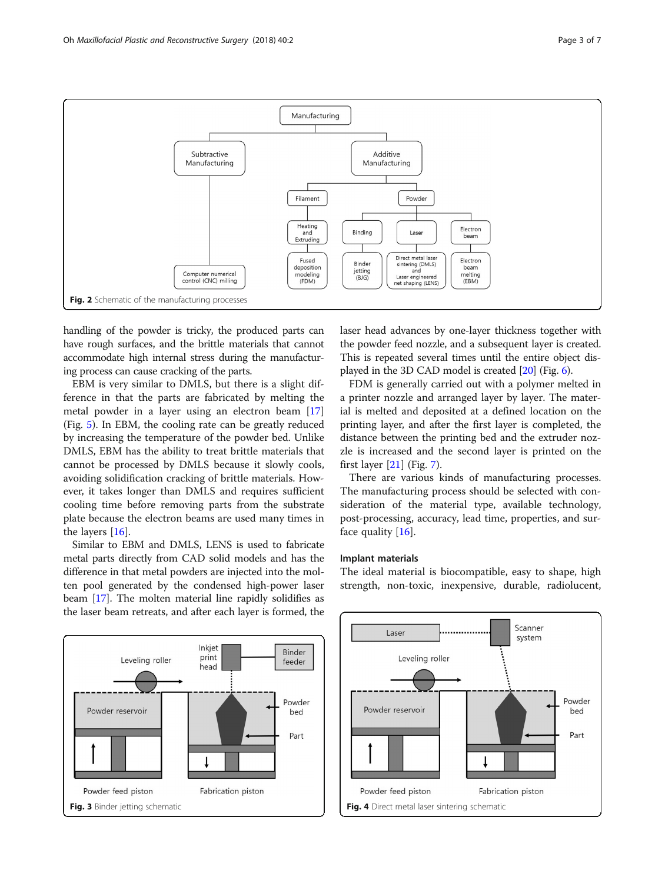Fig. 2 Schematic of the manufacturing processes

handling of the powder is tricky, the produced parts can have rough surfaces, and the brittle materials that cannot accommodate high internal stress during the manufacturing process can cause cracking of the parts.

EBM is very similar to DMLS, but there is a slight difference in that the parts are fabricated by melting the metal powder in a layer using an electron beam [17] (Fig. 5). In EBM, the cooling rate can be greatly reduced by increasing the temperature of the powder bed. Unlike DMLS, EBM has the ability to treat brittle materials that cannot be processed by DMLS because it slowly cools, avoiding solidification cracking of brittle materials. However, it takes longer than DMLS and requires sufficient cooling time before removing parts from the substrate plate because the electron beams are used many times in the layers [16].

Similar to EBM and DMLS, LENS is used to fabricate metal parts directly from CAD solid models and has the difference in that metal powders are injected into the molten pool generated by the condensed high-power laser beam [17]. The molten material line rapidly solidifies as the laser beam retreats, and after each layer is formed, the laser head advances by one-layer thickness together with the powder feed nozzle, and a subsequent layer is created. This is repeated several times until the entire object displayed in the 3D CAD model is created [20] (Fig. 6).

FDM is generally carried out with a polymer melted in a printer nozzle and arranged layer by layer. The material is melted and deposited at a defined location on the printing layer, and after the first layer is completed, the distance between the printing bed and the extruder nozzle is increased and the second layer is printed on the first layer [21] (Fig. 7).

There are various kinds of manufacturing processes. The manufacturing process should be selected with consideration of the material type, available technology, post-processing, accuracy, lead time, properties, and surface quality [16].

## Implant materials

The ideal material is biocompatible, easy to shape, high strength, non-toxic, inexpensive, durable, radiolucent,

Fig. 3 Binder jetting schematic

Fig. 4 Direct metal laser sintering schematic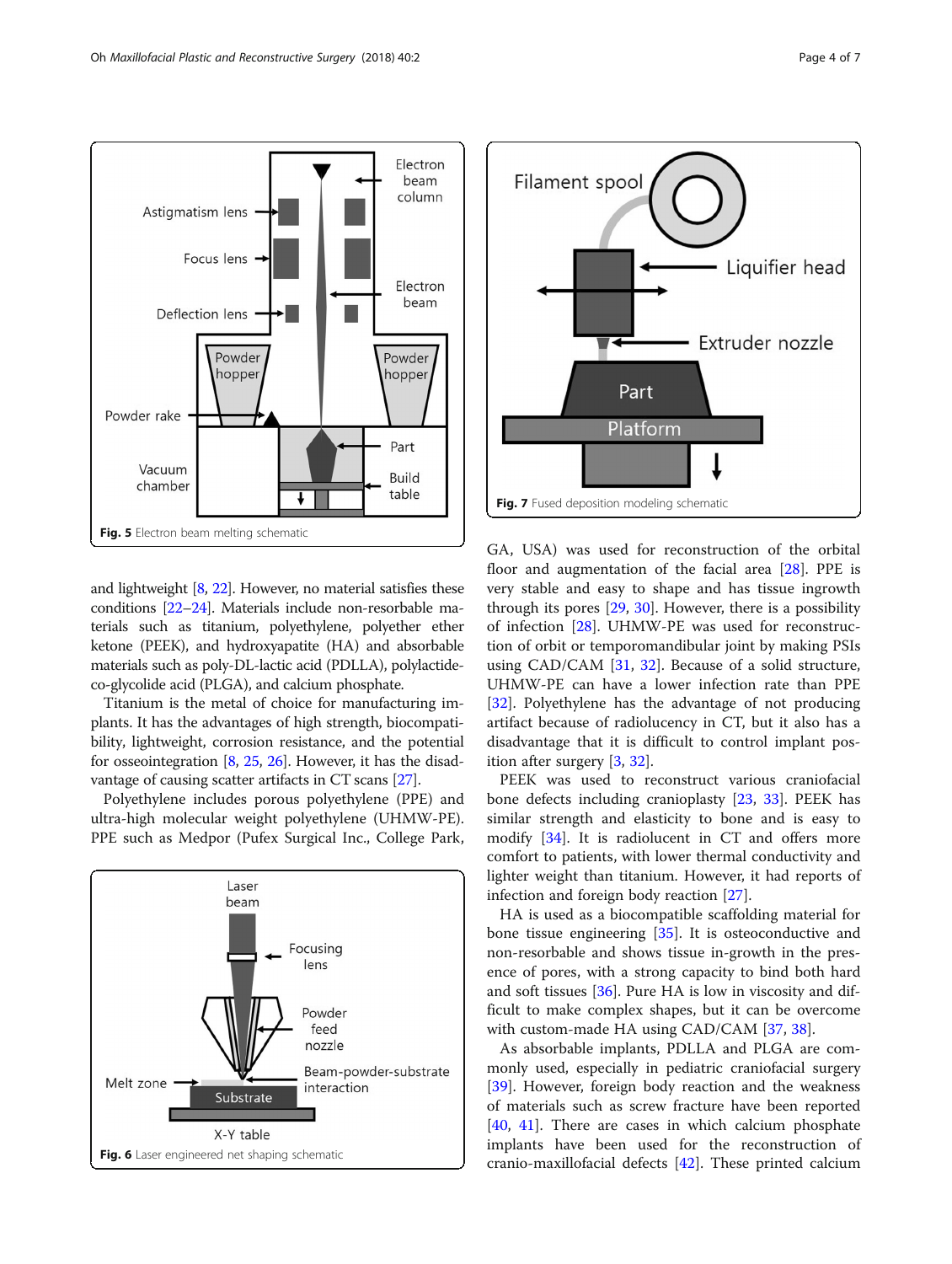Fig. 5 Electron beam melting schematic

and lightweight [8, 22]. However, no material satisfies these conditions [22–24]. Materials include non-resorbable materials such as titanium, polyethylene, polyether ether ketone (PEEK), and hydroxyapatite (HA) and absorbable materials such as poly-DL-lactic acid (PDLLA), polylactide-co-glycolide acid (PLGA), and calcium phosphate.

Titanium is the metal of choice for manufacturing implants. It has the advantages of high strength, biocompatibility, lightweight, corrosion resistance, and the potential for osseointegration [8, 25, 26]. However, it has the disadvantage of causing scatter artifacts in CT scans [27].

Polyethylene includes porous polyethylene (PPE) and ultra-high molecular weight polyethylene (UHMW-PE). PPE such as Medpor (Pufex Surgical Inc., College Park, GA, USA) was used for reconstruction of the orbital floor and augmentation of the facial area [28]. PPE is very stable and easy to shape and has tissue ingrowth through its pores [29, 30]. However, there is a possibility of infection [28]. UHMW-PE was used for reconstruction of orbit or temporomandibular joint by making PSIs using CAD/CAM [31, 32]. Because of a solid structure, UHMW-PE can have a lower infection rate than PPE [32]. Polyethylene has the advantage of not producing artifact because of radiolucency in CT, but it also has a disadvantage that it is difficult to control implant position after surgery [3, 32].

Fig. 6 Laser engineered net shaping schematic

Fig. 7 Fused deposition modeling schematic

PEEK was used to reconstruct various craniofacial bone defects including cranioplasty [23, 33]. PEEK has similar strength and elasticity to bone and is easy to modify [34]. It is radiolucent in CT and offers more comfort to patients, with lower thermal conductivity and lighter weight than titanium. However, it had reports of infection and foreign body reaction [27].

HA is used as a biocompatible scaffolding material for bone tissue engineering [35]. It is osteoconductive and non-resorbable and shows tissue in-growth in the presence of pores, with a strong capacity to bind both hard and soft tissues [36]. Pure HA is low in viscosity and difficult to make complex shapes, but it can be overcome with custom-made HA using CAD/CAM [37, 38].

As absorbable implants, PDLLA and PLGA are commonly used, especially in pediatric craniofacial surgery [39]. However, foreign body reaction and the weakness of materials such as screw fracture have been reported [40, 41]. There are cases in which calcium phosphate implants have been used for the reconstruction of cranio-maxillofacial defects [42]. These printed calcium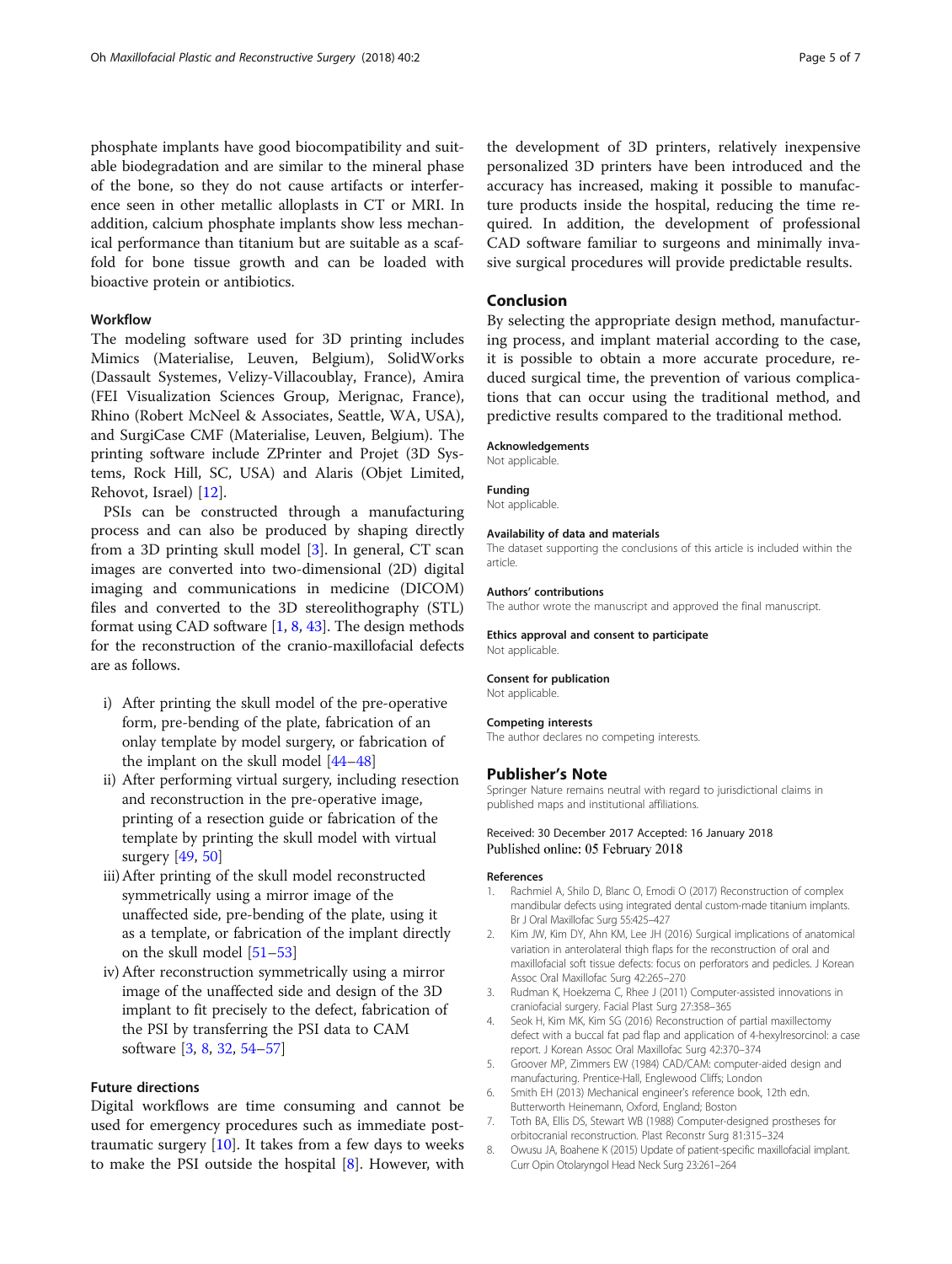phosphate implants have good biocompatibility and suitable biodegradation and are similar to the mineral phase of the bone, so they do not cause artifacts or interference seen in other metallic alloplasts in CT or MRI. In addition, calcium phosphate implants show less mechanical performance than titanium but are suitable as a scaffold for bone tissue growth and can be loaded with bioactive protein or antibiotics.

### Workflow

The modeling software used for 3D printing includes Mimics (Materialise, Leuven, Belgium), SolidWorks (Dassault Systemes, Velizy-Villacoublay, France), Amira (FEI Visualization Sciences Group, Merignac, France), Rhino (Robert McNeel & Associates, Seattle, WA, USA), and SurgiCase CMF (Materialise, Leuven, Belgium). The printing software include ZPrinter and Projet (3D Systems, Rock Hill, SC, USA) and Alaris (Objet Limited, Rehovot, Israel) [12].

PSIs can be constructed through a manufacturing process and can also be produced by shaping directly from a 3D printing skull model [3]. In general, CT scan images are converted into two-dimensional (2D) digital imaging and communications in medicine (DICOM) files and converted to the 3D stereolithography (STL) format using CAD software [1, 8, 43]. The design methods for the reconstruction of the cranio-maxillofacial defects are as follows.

i) After printing the skull model of the pre-operative form, pre-bending of the plate, fabrication of an onlay template by model surgery, or fabrication of the implant on the skull model [44–48]
ii) After performing virtual surgery, including resection and reconstruction in the pre-operative image, printing of a resection guide or fabrication of the template by printing the skull model with virtual surgery [49, 50]
iii) After printing of the skull model reconstructed symmetrically using a mirror image of the unaffected side, pre-bending of the plate, using it as a template, or fabrication of the implant directly on the skull model [51–53]
iv) After reconstruction symmetrically using a mirror image of the unaffected side and design of the 3D implant to fit precisely to the defect, fabrication of the PSI by transferring the PSI data to CAM software [3, 8, 32, 54–57]

### Future directions

Digital workflows are time consuming and cannot be used for emergency procedures such as immediate post-traumatic surgery [10]. It takes from a few days to weeks to make the PSI outside the hospital [8]. However, with the development of 3D printers, relatively inexpensive personalized 3D printers have been introduced and the accuracy has increased, making it possible to manufacture products inside the hospital, reducing the time required. In addition, the development of professional CAD software familiar to surgeons and minimally invasive surgical procedures will provide predictable results.

## Conclusion

By selecting the appropriate design method, manufacturing process, and implant material according to the case, it is possible to obtain a more accurate procedure, reduced surgical time, the prevention of various complications that can occur using the traditional method, and predictive results compared to the traditional method.

#### Acknowledgements
Not applicable.

#### Funding
Not applicable.

#### Availability of data and materials
The dataset supporting the conclusions of this article is included within the article.

#### Authors' contributions
The author wrote the manuscript and approved the final manuscript.

#### Ethics approval and consent to participate
Not applicable.

#### Consent for publication
Not applicable.

#### Competing interests
The author declares no competing interests.

### Publisher's Note
Springer Nature remains neutral with regard to jurisdictional claims in published maps and institutional affiliations.

Received: 30 December 2017 Accepted: 16 January 2018
Published online: 05 February 2018

#### References
1. Rachmiel A, Shilo D, Blanc O, Emodi O (2017) Reconstruction of complex mandibular defects using integrated dental custom-made titanium implants. Br J Oral Maxillofac Surg 55:425–427
2. Kim JW, Kim DY, Ahn KM, Lee JH (2016) Surgical implications of anatomical variation in anterolateral thigh flaps for the reconstruction of oral and maxillofacial soft tissue defects: focus on perforators and pedicles. J Korean Assoc Oral Maxillofac Surg 42:265–270
3. Rudman K, Hoekzema C, Rhee J (2011) Computer-assisted innovations in craniofacial surgery. Facial Plast Surg 27:358–365
4. Seok H, Kim MK, Kim SG (2016) Reconstruction of partial maxillectomy defect with a buccal fat pad flap and application of 4-hexylresorcinol: a case report. J Korean Assoc Oral Maxillofac Surg 42:370–374
5. Groover MP, Zimmers EW (1984) CAD/CAM: computer-aided design and manufacturing. Prentice-Hall, Englewood Cliffs; London
6. Smith EH (2013) Mechanical engineer's reference book, 12th edn. Butterworth Heinemann, Oxford, England; Boston
7. Toth BA, Ellis DS, Stewart WB (1988) Computer-designed prostheses for orbitocranial reconstruction. Plast Reconstr Surg 81:315–324
8. Owusu JA, Boahene K (2015) Update of patient-specific maxillofacial implant. Curr Opin Otolaryngol Head Neck Surg 23:261–264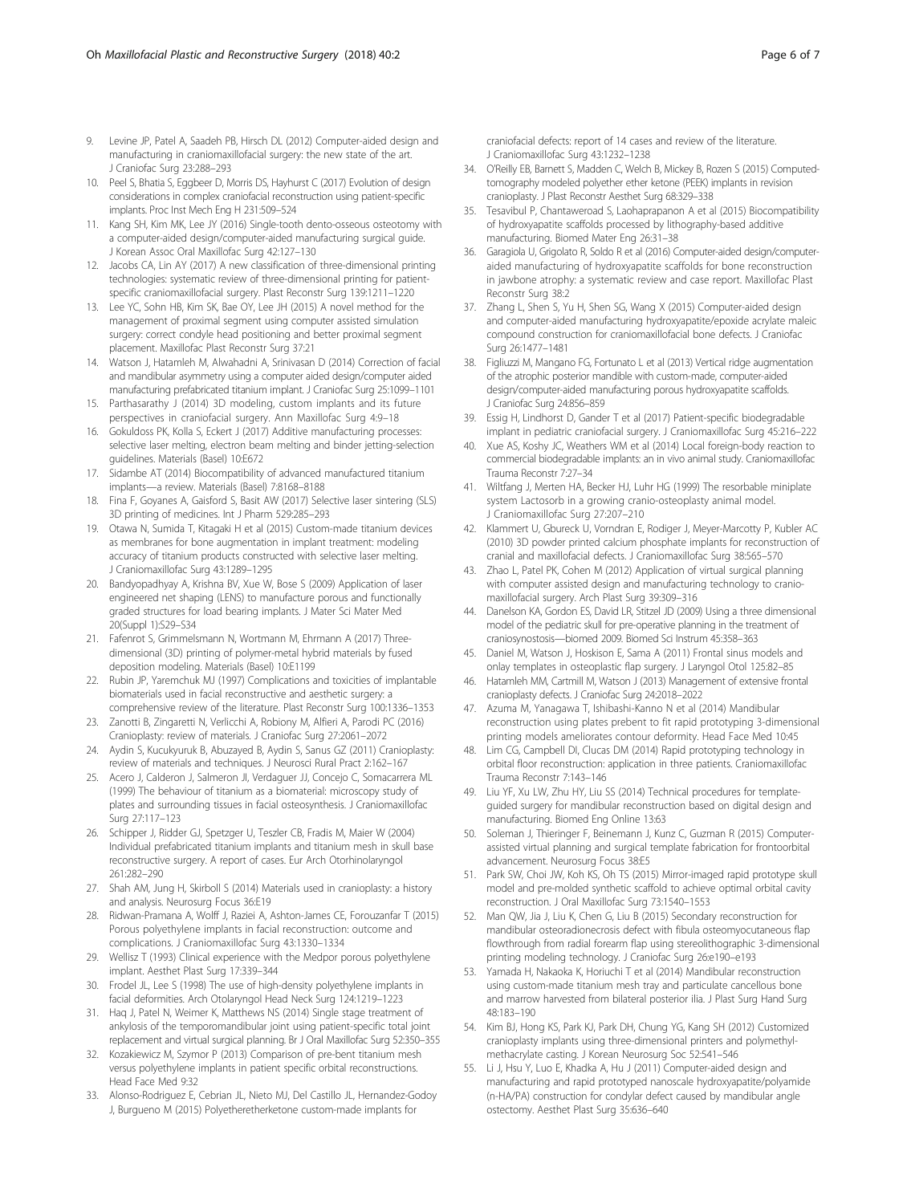9. Levine JP, Patel A, Saadeh PB, Hirsch DL (2012) Computer-aided design and manufacturing in craniomaxillofacial surgery: the new state of the art. J Craniofac Surg 23:288–293
10. Peel S, Bhatia S, Eggbeer D, Morris DS, Hayhurst C (2017) Evolution of design considerations in complex craniofacial reconstruction using patient-specific implants. Proc Inst Mech Eng H 231:509–524
11. Kang SH, Kim MK, Lee JY (2016) Single-tooth dento-osseous osteotomy with a computer-aided design/computer-aided manufacturing surgical guide. J Korean Assoc Oral Maxillofac Surg 42:127–130
12. Jacobs CA, Lin AY (2017) A new classification of three-dimensional printing technologies: systematic review of three-dimensional printing for patient-specific craniomaxillofacial surgery. Plast Reconstr Surg 139:1211–1220
13. Lee YC, Sohn HB, Kim SK, Bae OY, Lee JH (2015) A novel method for the management of proximal segment using computer assisted simulation surgery: correct condyle head positioning and better proximal segment placement. Maxillofac Plast Reconstr Surg 37:21
14. Watson J, Hatamleh M, Alwahadni A, Srinivasan D (2014) Correction of facial and mandibular asymmetry using a computer aided design/computer aided manufacturing prefabricated titanium implant. J Craniofac Surg 25:1099–1101
15. Parthasarathy J (2014) 3D modeling, custom implants and its future perspectives in craniofacial surgery. Ann Maxillofac Surg 4:9–18
16. Gokuldoss PK, Kolla S, Eckert J (2017) Additive manufacturing processes: selective laser melting, electron beam melting and binder jetting-selection guidelines. Materials (Basel) 10:E672
17. Sidambe AT (2014) Biocompatibility of advanced manufactured titanium implants—a review. Materials (Basel) 7:8168–8188
18. Fina F, Goyanes A, Gaisford S, Basit AW (2017) Selective laser sintering (SLS) 3D printing of medicines. Int J Pharm 529:285–293
19. Otawa N, Sumida T, Kitagaki H et al (2015) Custom-made titanium devices as membranes for bone augmentation in implant treatment: modeling accuracy of titanium products constructed with selective laser melting. J Craniomaxillofac Surg 43:1289–1295
20. Bandyopadhyay A, Krishna BV, Xue W, Bose S (2009) Application of laser engineered net shaping (LENS) to manufacture porous and functionally graded structures for load bearing implants. J Mater Sci Mater Med 20(Suppl 1):S29–S34
21. Fafenrot S, Grimmelsmann N, Wortmann M, Ehrmann A (2017) Three-dimensional (3D) printing of polymer-metal hybrid materials by fused deposition modeling. Materials (Basel) 10:E1199
22. Rubin JP, Yaremchuk MJ (1997) Complications and toxicities of implantable biomaterials used in facial reconstructive and aesthetic surgery: a comprehensive review of the literature. Plast Reconstr Surg 100:1336–1353
23. Zanotti B, Zingaretti N, Verlicchi A, Robiony M, Alfieri A, Parodi PC (2016) Cranioplasty: review of materials. J Craniofac Surg 27:2061–2072
24. Aydin S, Kucukyuruk B, Abuzayed B, Aydin S, Sanus GZ (2011) Cranioplasty: review of materials and techniques. J Neurosci Rural Pract 2:162–167
25. Acero J, Calderon J, Salmeron JI, Verdaguer JJ, Concejo C, Somacarrera ML (1999) The behaviour of titanium as a biomaterial: microscopy study of plates and surrounding tissues in facial osteosynthesis. J Craniomaxillofac Surg 27:117–123
26. Schipper J, Ridder GJ, Spetzger U, Teszler CB, Fradis M, Maier W (2004) Individual prefabricated titanium implants and titanium mesh in skull base reconstructive surgery. A report of cases. Eur Arch Otorhinolaryngol 261:282–290
27. Shah AM, Jung H, Skirboll S (2014) Materials used in cranioplasty: a history and analysis. Neurosurg Focus 36:E19
28. Ridwan-Pramana A, Wolff J, Raziei A, Ashton-James CE, Forouzanfar T (2015) Porous polyethylene implants in facial reconstruction: outcome and complications. J Craniomaxillofac Surg 43:1330–1334
29. Wellisz T (1993) Clinical experience with the Medpor porous polyethylene implant. Aesthet Plast Surg 17:339–344
30. Frodel JL, Lee S (1998) The use of high-density polyethylene implants in facial deformities. Arch Otolaryngol Head Neck Surg 124:1219–1223
31. Haq J, Patel N, Weimer K, Matthews NS (2014) Single stage treatment of ankylosis of the temporomandibular joint using patient-specific total joint replacement and virtual surgical planning. Br J Oral Maxillofac Surg 52:350–355
32. Kozakiewicz M, Szymor P (2013) Comparison of pre-bent titanium mesh versus polyethylene implants in patient specific orbital reconstructions. Head Face Med 9:32
33. Alonso-Rodriguez E, Cebrian JL, Nieto MJ, Del Castillo JL, Hernandez-Godoy J, Burgueno M (2015) Polyetheretherketone custom-made implants for craniofacial defects: report of 14 cases and review of the literature. J Craniomaxillofac Surg 43:1232–1238
34. O'Reilly EB, Barnett S, Madden C, Welch B, Mickey B, Rozen S (2015) Computed-tomography modeled polyether ether ketone (PEEK) implants in revision cranioplasty. J Plast Reconstr Aesthet Surg 68:329–338
35. Tesavibul P, Chantaweroad S, Laohaprapanon A et al (2015) Biocompatibility of hydroxyapatite scaffolds processed by lithography-based additive manufacturing. Biomed Mater Eng 26:31–38
36. Garagiola U, Grigolato R, Soldo R et al (2016) Computer-aided design/computer-aided manufacturing of hydroxyapatite scaffolds for bone reconstruction in jawbone atrophy: a systematic review and case report. Maxillofac Plast Reconstr Surg 38:2
37. Zhang L, Shen S, Yu H, Shen SG, Wang X (2015) Computer-aided design and computer-aided manufacturing hydroxyapatite/epoxide acrylate maleic compound construction for craniomaxillofacial bone defects. J Craniofac Surg 26:1477–1481
38. Figliuzzi M, Mangano FG, Fortunato L et al (2013) Vertical ridge augmentation of the atrophic posterior mandible with custom-made, computer-aided design/computer-aided manufacturing porous hydroxyapatite scaffolds. J Craniofac Surg 24:856–859
39. Essig H, Lindhorst D, Gander T et al (2017) Patient-specific biodegradable implant in pediatric craniofacial surgery. J Craniomaxillofac Surg 45:216–222
40. Xue AS, Koshy JC, Weathers WM et al (2014) Local foreign-body reaction to commercial biodegradable implants: an in vivo animal study. Craniomaxillofac Trauma Reconstr 7:27–34
41. Wiltfang J, Merten HA, Becker HJ, Luhr HG (1999) The resorbable miniplate system Lactosorb in a growing cranio-osteoplasty animal model. J Craniomaxillofac Surg 27:207–210
42. Klammert U, Gbureck U, Vorndran E, Rodiger J, Meyer-Marcotty P, Kubler AC (2010) 3D powder printed calcium phosphate implants for reconstruction of cranial and maxillofacial defects. J Craniomaxillofac Surg 38:565–570
43. Zhao L, Patel PK, Cohen M (2012) Application of virtual surgical planning with computer assisted design and manufacturing technology to cranio-maxillofacial surgery. Arch Plast Surg 39:309–316
44. Danelson KA, Gordon ES, David LR, Stitzel JD (2009) Using a three dimensional model of the pediatric skull for pre-operative planning in the treatment of craniosynostosis—biomed 2009. Biomed Sci Instrum 45:358–363
45. Daniel M, Watson J, Hoskison E, Sama A (2011) Frontal sinus models and onlay templates in osteoplastic flap surgery. J Laryngol Otol 125:82–85
46. Hatamleh MM, Cartmill M, Watson J (2013) Management of extensive frontal cranioplasty defects. J Craniofac Surg 24:2018–2022
47. Azuma M, Yanagawa T, Ishibashi-Kanno N et al (2014) Mandibular reconstruction using plates prebent to fit rapid prototyping 3-dimensional printing models ameliorates contour deformity. Head Face Med 10:45
48. Lim CG, Campbell DI, Clucas DM (2014) Rapid prototyping technology in orbital floor reconstruction: application in three patients. Craniomaxillofac Trauma Reconstr 7:143–146
49. Liu YF, Xu LW, Zhu HY, Liu SS (2014) Technical procedures for template-guided surgery for mandibular reconstruction based on digital design and manufacturing. Biomed Eng Online 13:63
50. Soleman J, Thieringer F, Beinemann J, Kunz C, Guzman R (2015) Computer-assisted virtual planning and surgical template fabrication for frontoorbital advancement. Neurosurg Focus 38:E5
51. Park SW, Choi JW, Koh KS, Oh TS (2015) Mirror-imaged rapid prototype skull model and pre-molded synthetic scaffold to achieve optimal orbital cavity reconstruction. J Oral Maxillofac Surg 73:1540–1553
52. Man QW, Jia J, Liu K, Chen G, Liu B (2015) Secondary reconstruction for mandibular osteoradionecrosis defect with fibula osteomyocutaneous flap flowthrough from radial forearm flap using stereolithographic 3-dimensional printing modeling technology. J Craniofac Surg 26:e190–e193
53. Yamada H, Nakaoka K, Horiuchi T et al (2014) Mandibular reconstruction using custom-made titanium mesh tray and particulate cancellous bone and marrow harvested from bilateral posterior ilia. J Plast Surg Hand Surg 48:183–190
54. Kim BJ, Hong KS, Park KJ, Park DH, Chung YG, Kang SH (2012) Customized cranioplasty implants using three-dimensional printers and polymethyl-methacrylate casting. J Korean Neurosurg Soc 52:541–546
55. Li J, Hsu Y, Luo E, Khadka A, Hu J (2011) Computer-aided design and manufacturing and rapid prototyped nanoscale hydroxyapatite/polyamide (n-HA/PA) construction for condylar defect caused by mandibular angle ostectomy. Aesthet Plast Surg 35:636–640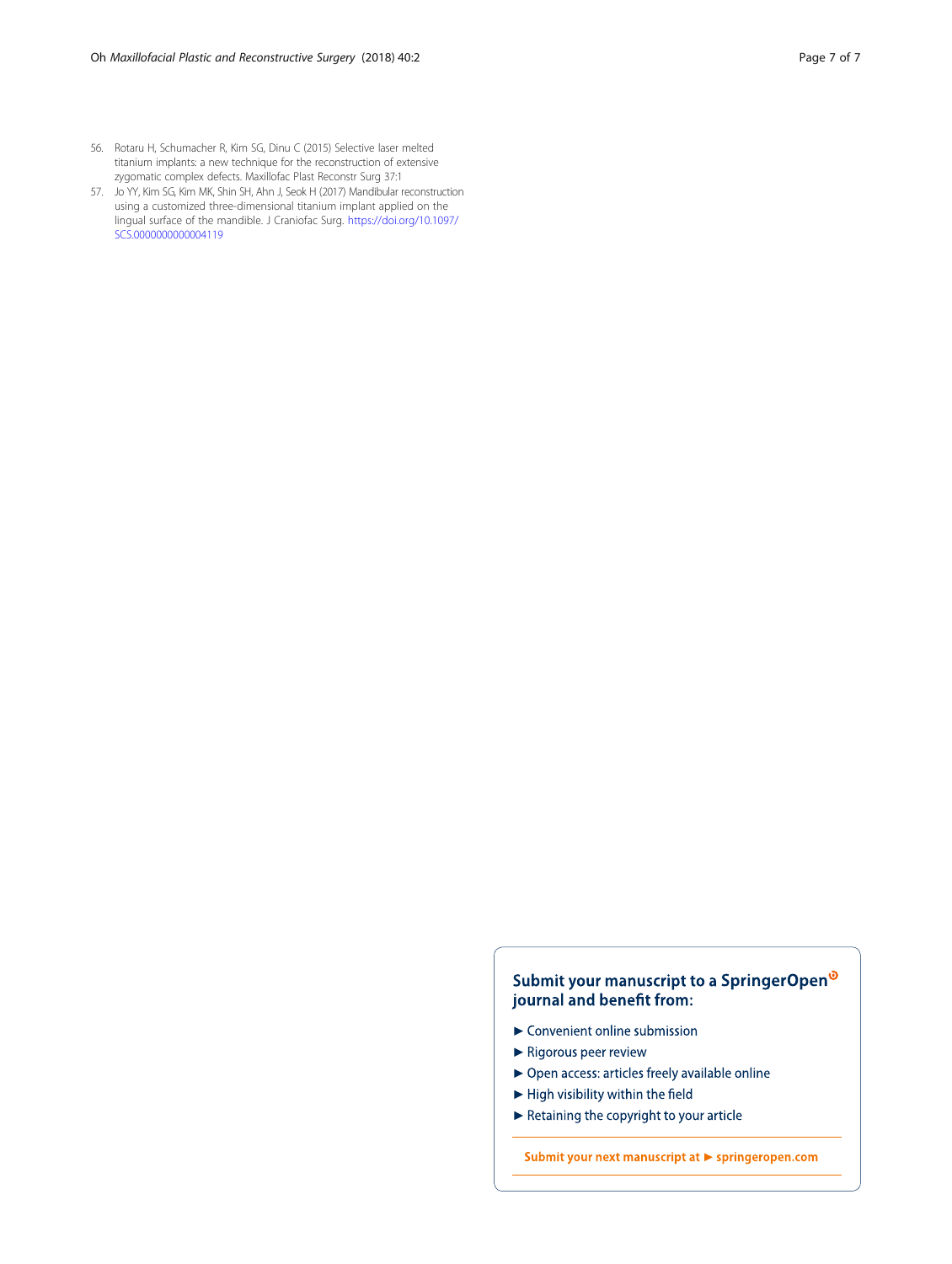56. Rotaru H, Schumacher R, Kim SG, Dinu C (2015) Selective laser melted titanium implants: a new technique for the reconstruction of extensive zygomatic complex defects. Maxillofac Plast Reconstr Surg 37:1
57. Jo YY, Kim SG, Kim MK, Shin SH, Ahn J, Seok H (2017) Mandibular reconstruction using a customized three-dimensional titanium implant applied on the lingual surface of the mandible. J Craniofac Surg. https://doi.org/10.1097/SCS.0000000000004119

**Submit your manuscript to a SpringerOpen journal and benefit from:**

- ► Convenient online submission
- ► Rigorous peer review
- ► Open access: articles freely available online
- ► High visibility within the field
- ► Retaining the copyright to your article

**Submit your next manuscript at ► springeropen.com**